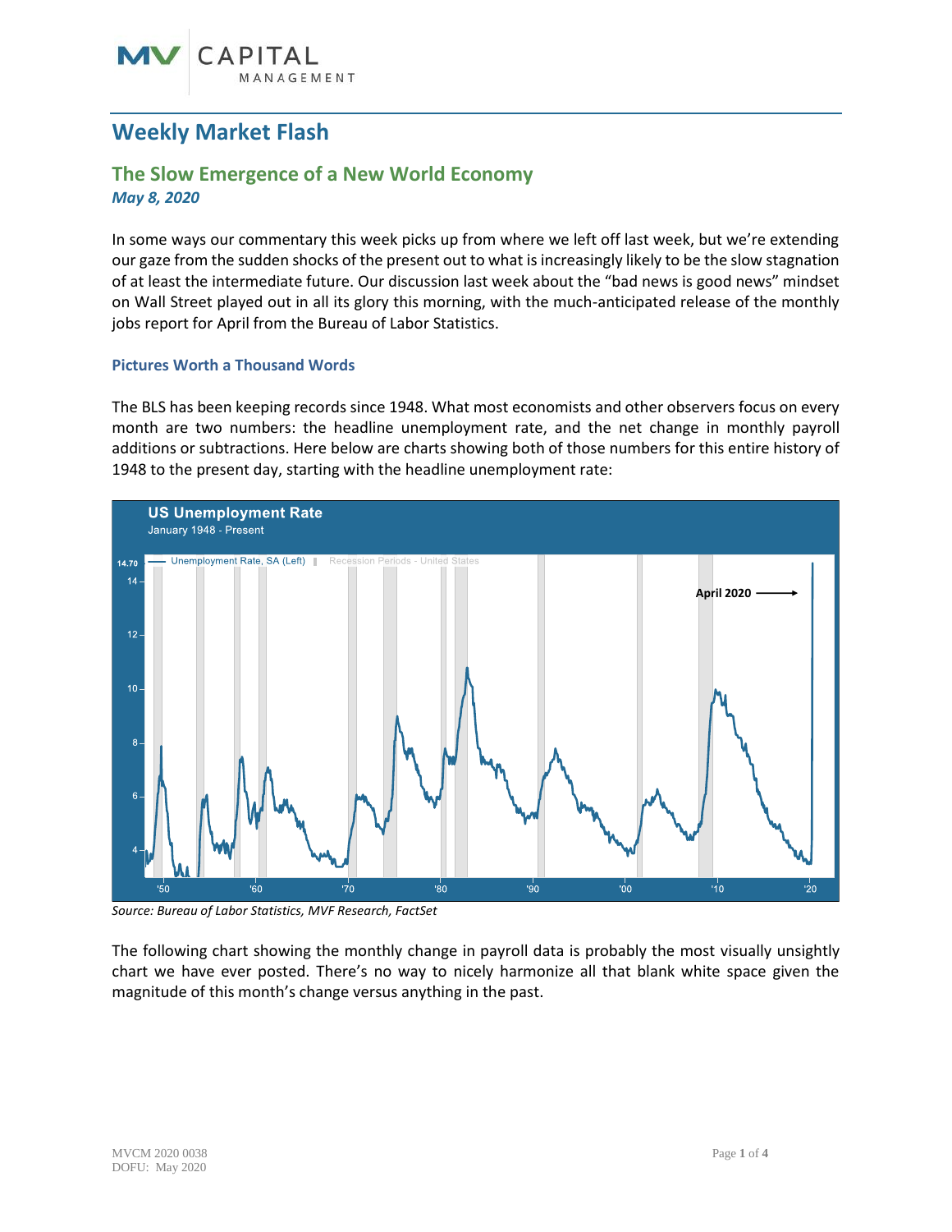# Weekly Market Flash

## The Slow Emergence of a New World Economy

***May 8, 2020***

In some ways our commentary this week picks up from where we left off last week, but we're extending our gaze from the sudden shocks of the present out to what is increasingly likely to be the slow stagnation of at least the intermediate future. Our discussion last week about the "bad news is good news" mindset on Wall Street played out in all its glory this morning, with the much-anticipated release of the monthly jobs report for April from the Bureau of Labor Statistics.

### Pictures Worth a Thousand Words

The BLS has been keeping records since 1948. What most economists and other observers focus on every month are two numbers: the headline unemployment rate, and the net change in monthly payroll additions or subtractions. Here below are charts showing both of those numbers for this entire history of 1948 to the present day, starting with the headline unemployment rate:

*Source: Bureau of Labor Statistics, MVF Research, FactSet*

The following chart showing the monthly change in payroll data is probably the most visually unsightly chart we have ever posted. There's no way to nicely harmonize all that blank white space given the magnitude of this month's change versus anything in the past.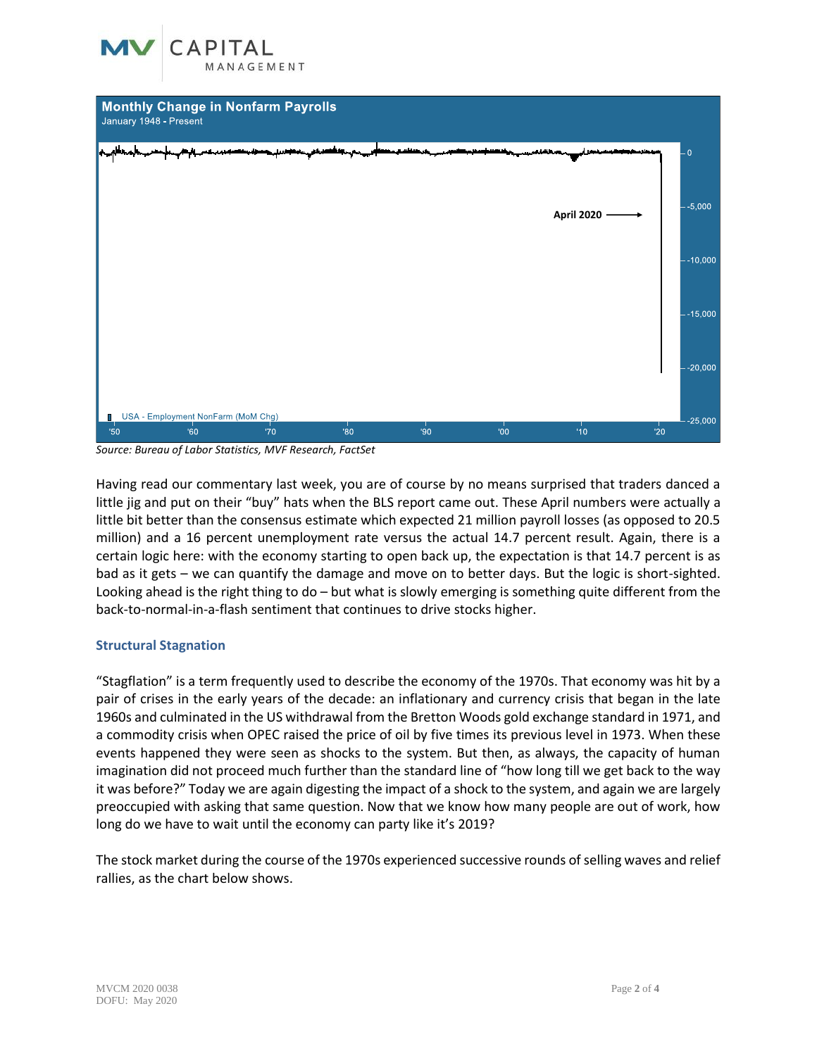**Monthly Change in Nonfarm Payrolls**
January 1948 - Present

Source: Bureau of Labor Statistics, MVF Research, FactSet

Having read our commentary last week, you are of course by no means surprised that traders danced a little jig and put on their "buy" hats when the BLS report came out. These April numbers were actually a little bit better than the consensus estimate which expected 21 million payroll losses (as opposed to 20.5 million) and a 16 percent unemployment rate versus the actual 14.7 percent result. Again, there is a certain logic here: with the economy starting to open back up, the expectation is that 14.7 percent is as bad as it gets – we can quantify the damage and move on to better days. But the logic is short-sighted. Looking ahead is the right thing to do – but what is slowly emerging is something quite different from the back-to-normal-in-a-flash sentiment that continues to drive stocks higher.

### Structural Stagnation

"Stagflation" is a term frequently used to describe the economy of the 1970s. That economy was hit by a pair of crises in the early years of the decade: an inflationary and currency crisis that began in the late 1960s and culminated in the US withdrawal from the Bretton Woods gold exchange standard in 1971, and a commodity crisis when OPEC raised the price of oil by five times its previous level in 1973. When these events happened they were seen as shocks to the system. But then, as always, the capacity of human imagination did not proceed much further than the standard line of "how long till we get back to the way it was before?" Today we are again digesting the impact of a shock to the system, and again we are largely preoccupied with asking that same question. Now that we know how many people are out of work, how long do we have to wait until the economy can party like it's 2019?

The stock market during the course of the 1970s experienced successive rounds of selling waves and relief rallies, as the chart below shows.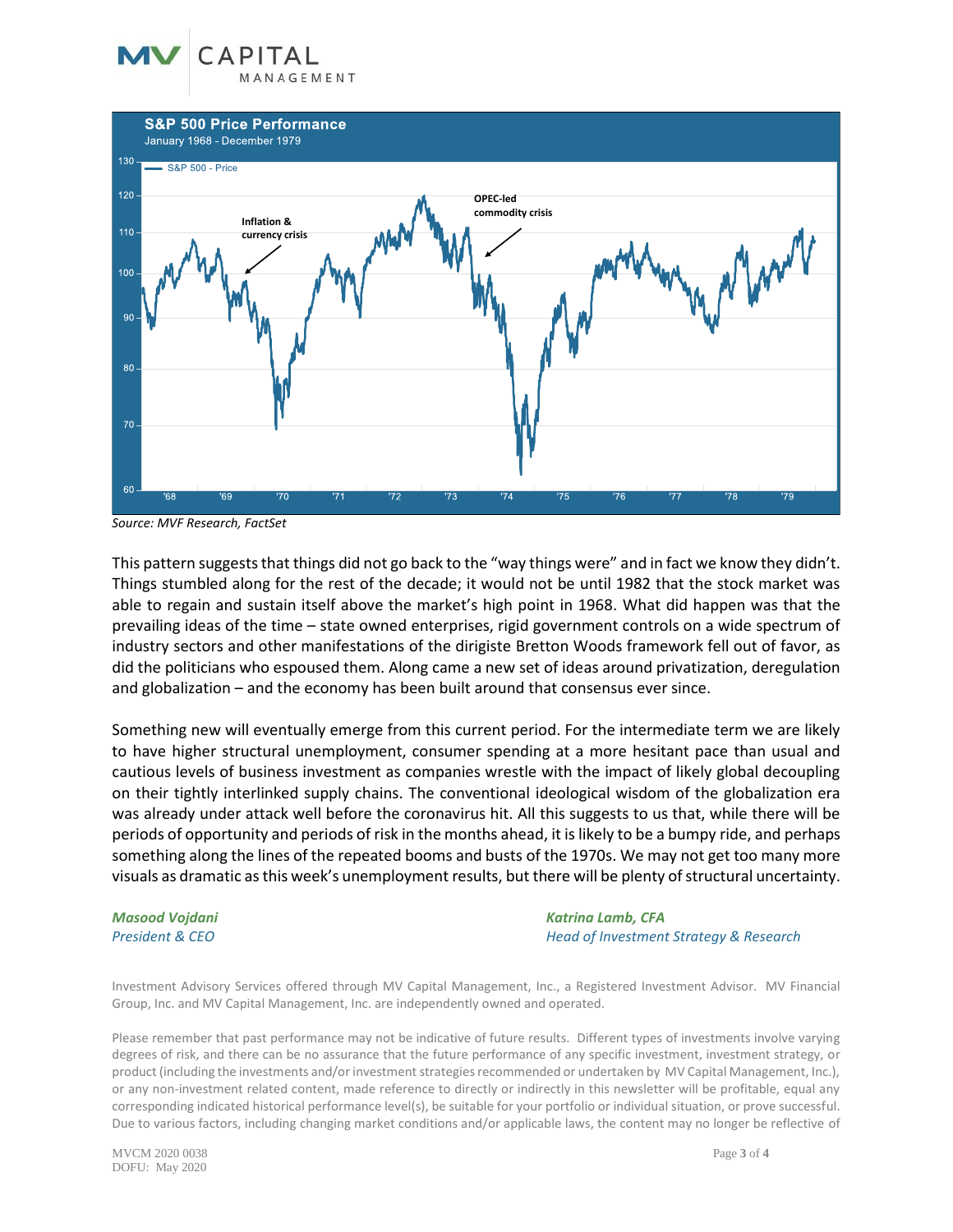**S&P 500 Price Performance**
January 1968 - December 1979

Source: MVF Research, FactSet

This pattern suggests that things did not go back to the "way things were" and in fact we know they didn't. Things stumbled along for the rest of the decade; it would not be until 1982 that the stock market was able to regain and sustain itself above the market's high point in 1968. What did happen was that the prevailing ideas of the time – state owned enterprises, rigid government controls on a wide spectrum of industry sectors and other manifestations of the dirigiste Bretton Woods framework fell out of favor, as did the politicians who espoused them. Along came a new set of ideas around privatization, deregulation and globalization – and the economy has been built around that consensus ever since.

Something new will eventually emerge from this current period. For the intermediate term we are likely to have higher structural unemployment, consumer spending at a more hesitant pace than usual and cautious levels of business investment as companies wrestle with the impact of likely global decoupling on their tightly interlinked supply chains. The conventional ideological wisdom of the globalization era was already under attack well before the coronavirus hit. All this suggests to us that, while there will be periods of opportunity and periods of risk in the months ahead, it is likely to be a bumpy ride, and perhaps something along the lines of the repeated booms and busts of the 1970s. We may not get too many more visuals as dramatic as this week's unemployment results, but there will be plenty of structural uncertainty.

***Masood Vojdani***
*President & CEO*

***Katrina Lamb, CFA***
*Head of Investment Strategy & Research*

Investment Advisory Services offered through MV Capital Management, Inc., a Registered Investment Advisor. MV Financial Group, Inc. and MV Capital Management, Inc. are independently owned and operated.

Please remember that past performance may not be indicative of future results. Different types of investments involve varying degrees of risk, and there can be no assurance that the future performance of any specific investment, investment strategy, or product (including the investments and/or investment strategies recommended or undertaken by MV Capital Management, Inc.), or any non-investment related content, made reference to directly or indirectly in this newsletter will be profitable, equal any corresponding indicated historical performance level(s), be suitable for your portfolio or individual situation, or prove successful. Due to various factors, including changing market conditions and/or applicable laws, the content may no longer be reflective of

MVCM 2020 0038
DOFU: May 2020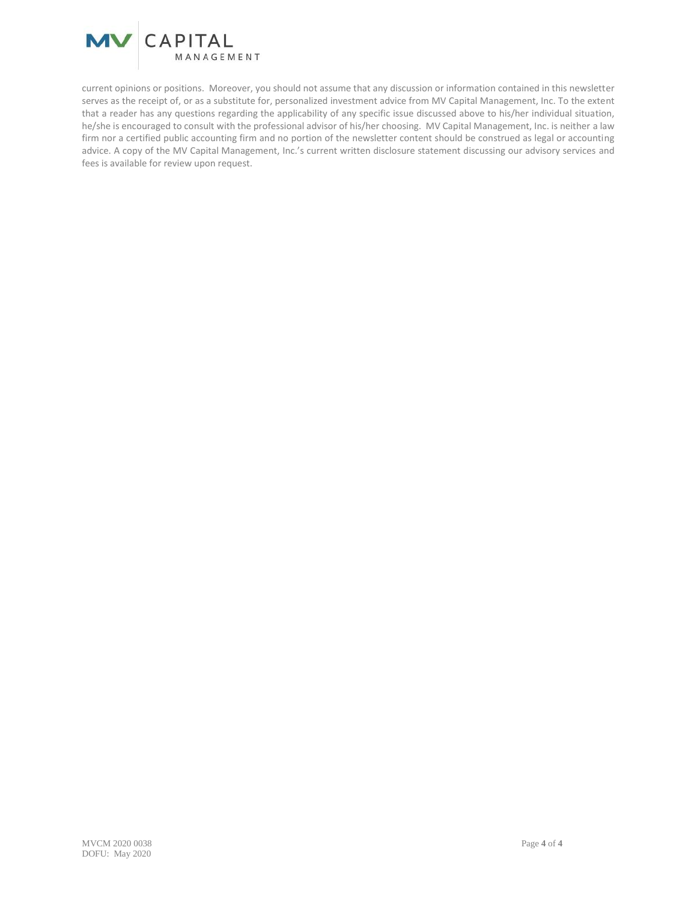current opinions or positions. Moreover, you should not assume that any discussion or information contained in this newsletter serves as the receipt of, or as a substitute for, personalized investment advice from MV Capital Management, Inc. To the extent that a reader has any questions regarding the applicability of any specific issue discussed above to his/her individual situation, he/she is encouraged to consult with the professional advisor of his/her choosing. MV Capital Management, Inc. is neither a law firm nor a certified public accounting firm and no portion of the newsletter content should be construed as legal or accounting advice. A copy of the MV Capital Management, Inc.'s current written disclosure statement discussing our advisory services and fees is available for review upon request.

MVCM 2020 0038
DOFU: May 2020